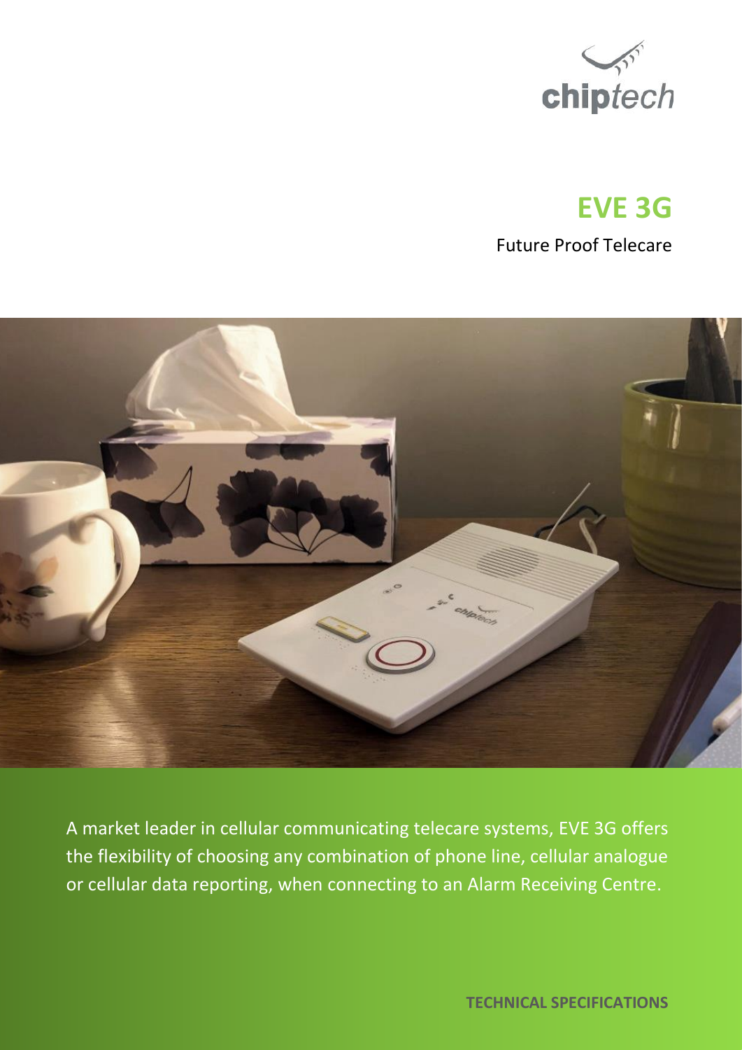chiptech

# EVE 3G

Future Proof Telecare

A market leader in cellular communicating telecare systems, EVE 3G offers the flexibility of choosing any combination of phone line, cellular analogue or cellular data reporting, when connecting to an Alarm Receiving Centre.

**TECHNICAL SPECIFICATIONS**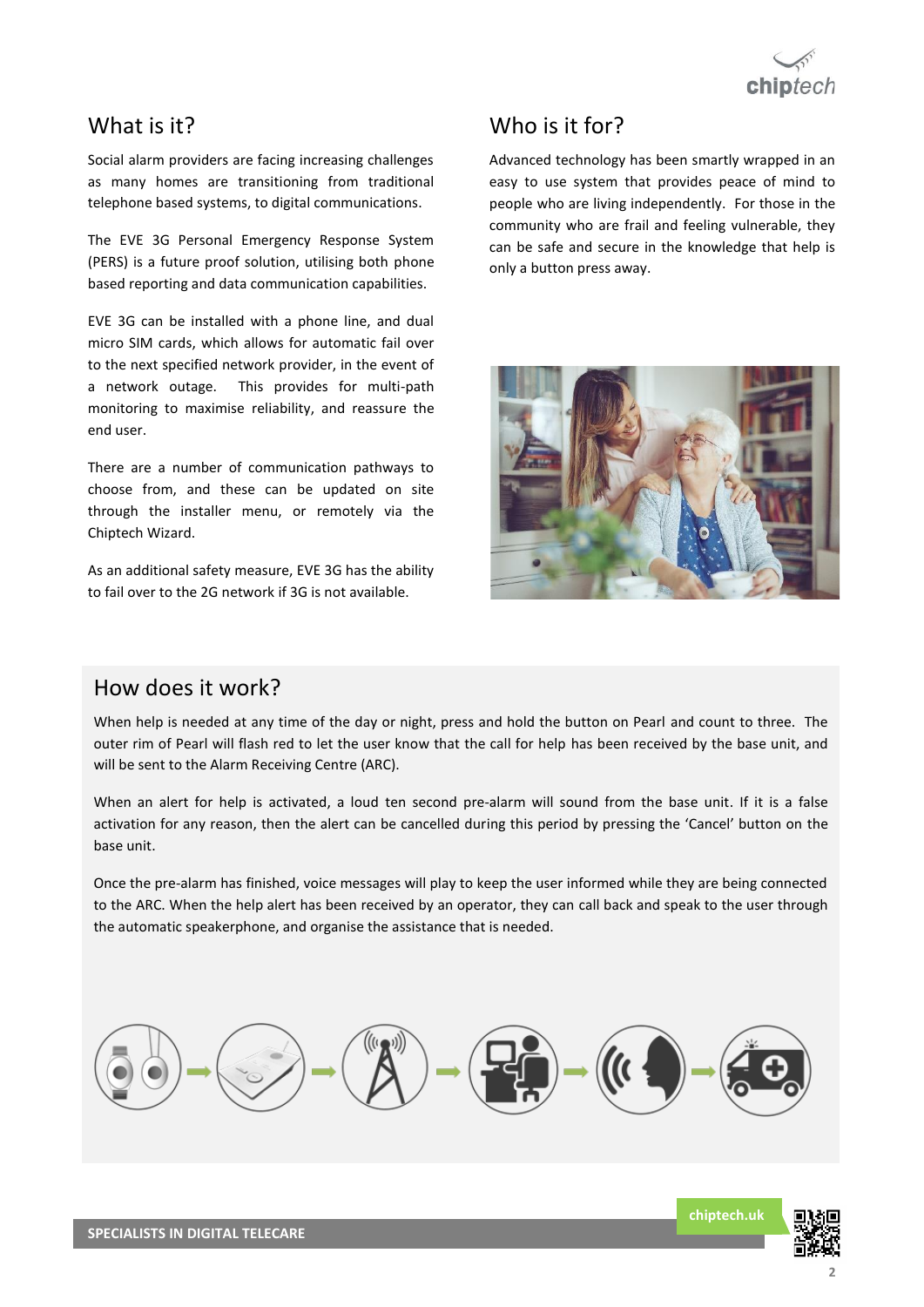## What is it?

Social alarm providers are facing increasing challenges as many homes are transitioning from traditional telephone based systems, to digital communications.

The EVE 3G Personal Emergency Response System (PERS) is a future proof solution, utilising both phone based reporting and data communication capabilities.

EVE 3G can be installed with a phone line, and dual micro SIM cards, which allows for automatic fail over to the next specified network provider, in the event of a network outage. This provides for multi-path monitoring to maximise reliability, and reassure the end user.

There are a number of communication pathways to choose from, and these can be updated on site through the installer menu, or remotely via the Chiptech Wizard.

As an additional safety measure, EVE 3G has the ability to fail over to the 2G network if 3G is not available.

## Who is it for?

Advanced technology has been smartly wrapped in an easy to use system that provides peace of mind to people who are living independently. For those in the community who are frail and feeling vulnerable, they can be safe and secure in the knowledge that help is only a button press away.

## How does it work?

When help is needed at any time of the day or night, press and hold the button on Pearl and count to three. The outer rim of Pearl will flash red to let the user know that the call for help has been received by the base unit, and will be sent to the Alarm Receiving Centre (ARC).

When an alert for help is activated, a loud ten second pre-alarm will sound from the base unit. If it is a false activation for any reason, then the alert can be cancelled during this period by pressing the 'Cancel' button on the base unit.

Once the pre-alarm has finished, voice messages will play to keep the user informed while they are being connected to the ARC. When the help alert has been received by an operator, they can call back and speak to the user through the automatic speakerphone, and organise the assistance that is needed.

**SPECIALISTS IN DIGITAL TELECARE**

chiptech.uk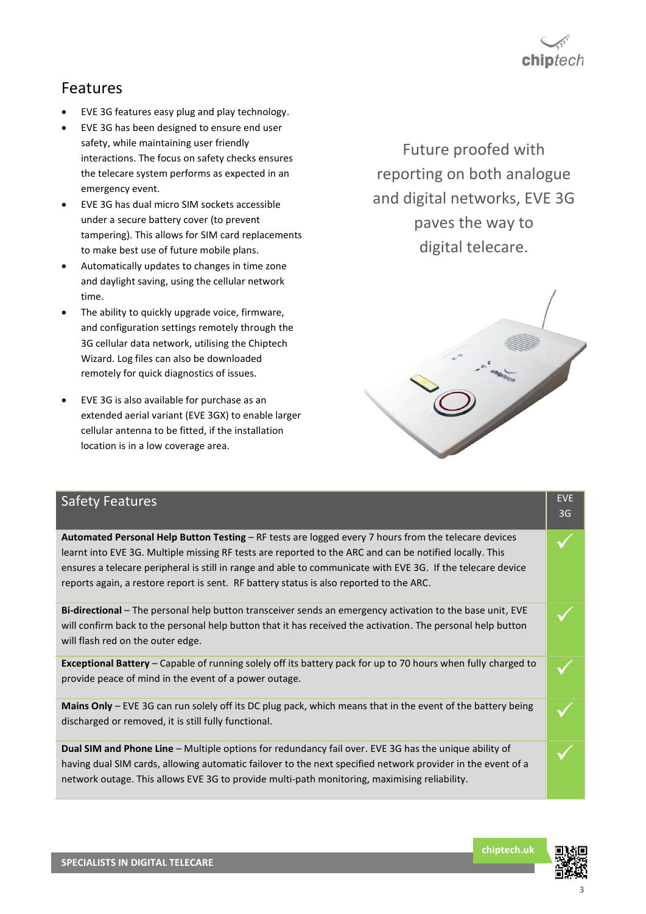## Features

- EVE 3G features easy plug and play technology.
- EVE 3G has been designed to ensure end user safety, while maintaining user friendly interactions. The focus on safety checks ensures the telecare system performs as expected in an emergency event.
- EVE 3G has dual micro SIM sockets accessible under a secure battery cover (to prevent tampering). This allows for SIM card replacements to make best use of future mobile plans.
- Automatically updates to changes in time zone and daylight saving, using the cellular network time.
- The ability to quickly upgrade voice, firmware, and configuration settings remotely through the 3G cellular data network, utilising the Chiptech Wizard. Log files can also be downloaded remotely for quick diagnostics of issues.
- EVE 3G is also available for purchase as an extended aerial variant (EVE 3GX) to enable larger cellular antenna to be fitted, if the installation location is in a low coverage area.

Future proofed with reporting on both analogue and digital networks, EVE 3G paves the way to digital telecare.

| Safety Features | EVE 3G |
| --- | --- |
| **Automated Personal Help Button Testing** – RF tests are logged every 7 hours from the telecare devices learnt into EVE 3G. Multiple missing RF tests are reported to the ARC and can be notified locally. This ensures a telecare peripheral is still in range and able to communicate with EVE 3G. If the telecare device reports again, a restore report is sent. RF battery status is also reported to the ARC. | ✓ |
| **Bi-directional** – The personal help button transceiver sends an emergency activation to the base unit, EVE will confirm back to the personal help button that it has received the activation. The personal help button will flash red on the outer edge. | ✓ |
| **Exceptional Battery** – Capable of running solely off its battery pack for up to 70 hours when fully charged to provide peace of mind in the event of a power outage. | ✓ |
| **Mains Only** – EVE 3G can run solely off its DC plug pack, which means that in the event of the battery being discharged or removed, it is still fully functional. | ✓ |
| **Dual SIM and Phone Line** – Multiple options for redundancy fail over. EVE 3G has the unique ability of having dual SIM cards, allowing automatic failover to the next specified network provider in the event of a network outage. This allows EVE 3G to provide multi-path monitoring, maximising reliability. | ✓ |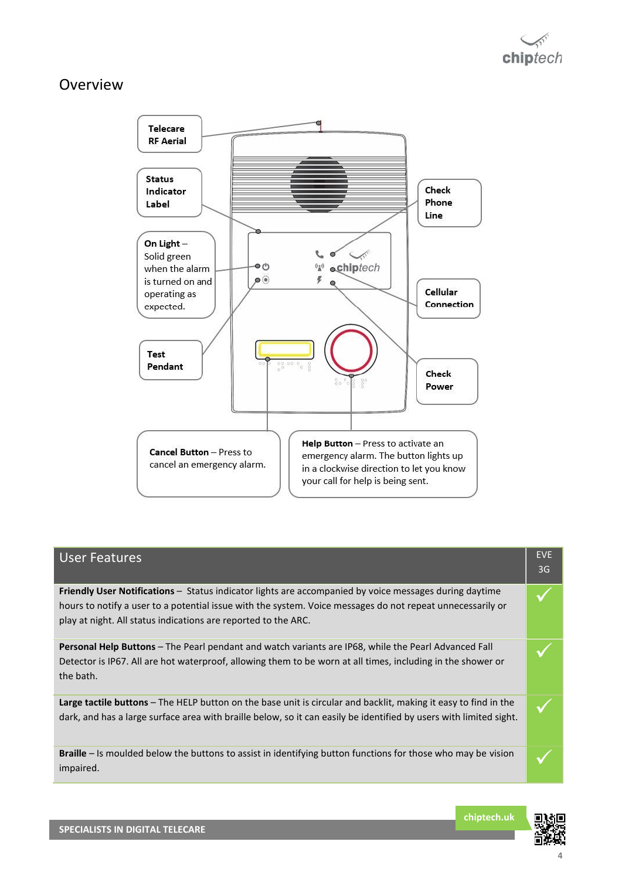## Overview

**Telecare RF Aerial**

**Status Indicator Label**

**On Light** – Solid green when the alarm is turned on and operating as expected.

**Test Pendant**

**Check Phone Line**

**Cellular Connection**

**Check Power**

**Cancel Button** – Press to cancel an emergency alarm.

**Help Button** – Press to activate an emergency alarm. The button lights up in a clockwise direction to let you know your call for help is being sent.

| User Features | EVE 3G |
|---|---|
| **Friendly User Notifications** – Status indicator lights are accompanied by voice messages during daytime hours to notify a user to a potential issue with the system. Voice messages do not repeat unnecessarily or play at night. All status indications are reported to the ARC. | ✓ |
| **Personal Help Buttons** – The Pearl pendant and watch variants are IP68, while the Pearl Advanced Fall Detector is IP67. All are hot waterproof, allowing them to be worn at all times, including in the shower or the bath. | ✓ |
| **Large tactile buttons** – The HELP button on the base unit is circular and backlit, making it easy to find in the dark, and has a large surface area with braille below, so it can easily be identified by users with limited sight. | ✓ |
| **Braille** – Is moulded below the buttons to assist in identifying button functions for those who may be vision impaired. | ✓ |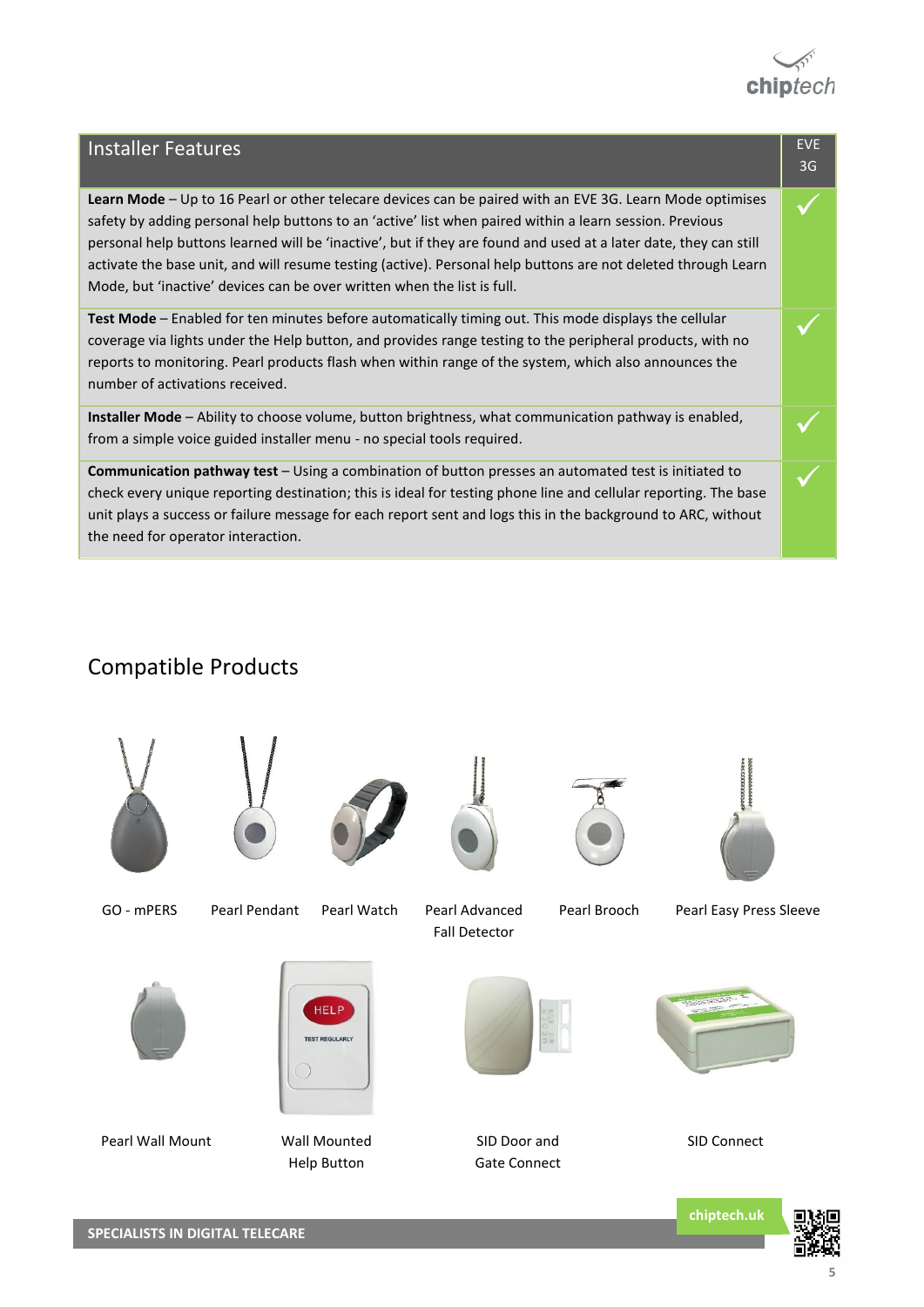| Installer Features | EVE 3G |
| --- | --- |
| **Learn Mode** – Up to 16 Pearl or other telecare devices can be paired with an EVE 3G. Learn Mode optimises safety by adding personal help buttons to an 'active' list when paired within a learn session. Previous personal help buttons learned will be 'inactive', but if they are found and used at a later date, they can still activate the base unit, and will resume testing (active). Personal help buttons are not deleted through Learn Mode, but 'inactive' devices can be over written when the list is full. | ✓ |
| **Test Mode** – Enabled for ten minutes before automatically timing out. This mode displays the cellular coverage via lights under the Help button, and provides range testing to the peripheral products, with no reports to monitoring. Pearl products flash when within range of the system, which also announces the number of activations received. | ✓ |
| **Installer Mode** – Ability to choose volume, button brightness, what communication pathway is enabled, from a simple voice guided installer menu - no special tools required. | ✓ |
| **Communication pathway test** – Using a combination of button presses an automated test is initiated to check every unique reporting destination; this is ideal for testing phone line and cellular reporting. The base unit plays a success or failure message for each report sent and logs this in the background to ARC, without the need for operator interaction. | ✓ |

## Compatible Products

GO - mPERS

Pearl Pendant

Pearl Watch

Pearl Advanced Fall Detector

Pearl Brooch

Pearl Easy Press Sleeve

Pearl Wall Mount

Wall Mounted Help Button

SID Door and Gate Connect

SID Connect

**SPECIALISTS IN DIGITAL TELECARE**

chiptech.uk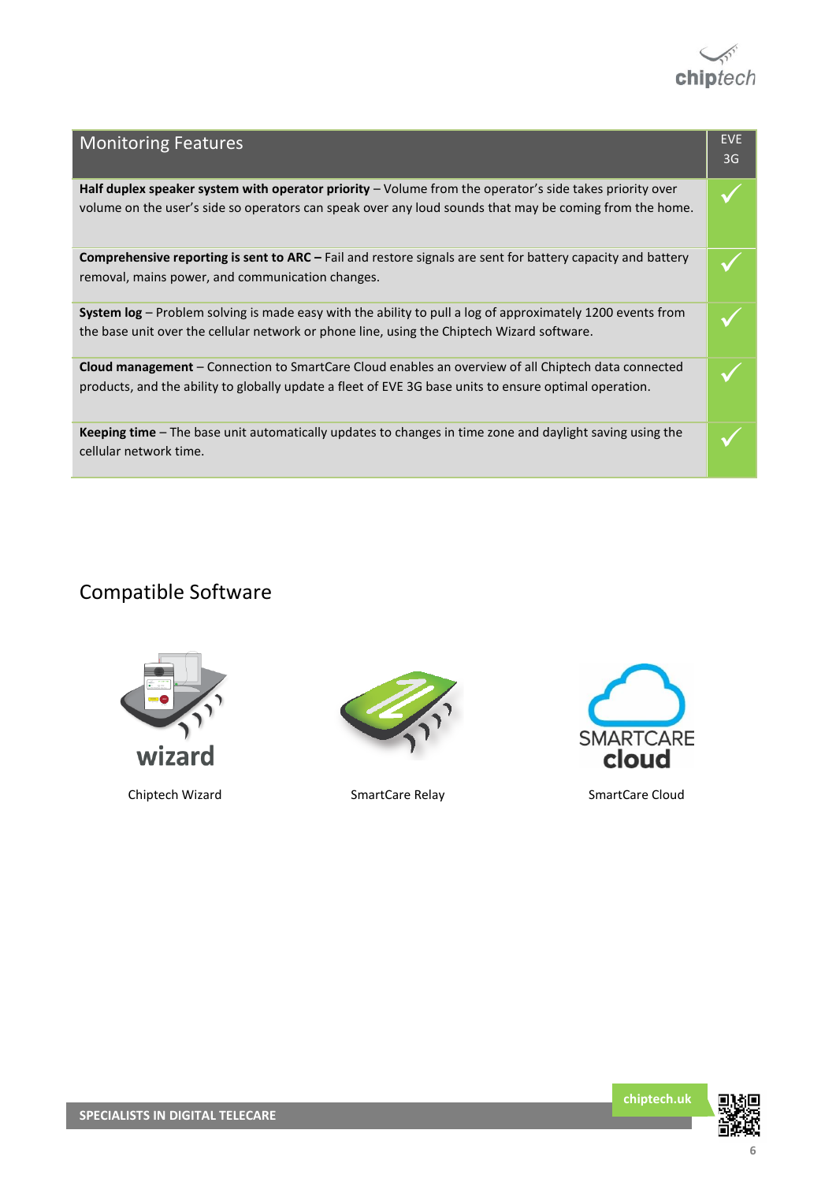| Monitoring Features | EVE 3G |
|---|---|
| **Half duplex speaker system with operator priority** – Volume from the operator's side takes priority over volume on the user's side so operators can speak over any loud sounds that may be coming from the home. | ✓ |
| **Comprehensive reporting is sent to ARC –** Fail and restore signals are sent for battery capacity and battery removal, mains power, and communication changes. | ✓ |
| **System log** – Problem solving is made easy with the ability to pull a log of approximately 1200 events from the base unit over the cellular network or phone line, using the Chiptech Wizard software. | ✓ |
| **Cloud management** – Connection to SmartCare Cloud enables an overview of all Chiptech data connected products, and the ability to globally update a fleet of EVE 3G base units to ensure optimal operation. | ✓ |
| **Keeping time** – The base unit automatically updates to changes in time zone and daylight saving using the cellular network time. | ✓ |

## Compatible Software

Chiptech Wizard

SmartCare Relay

SmartCare Cloud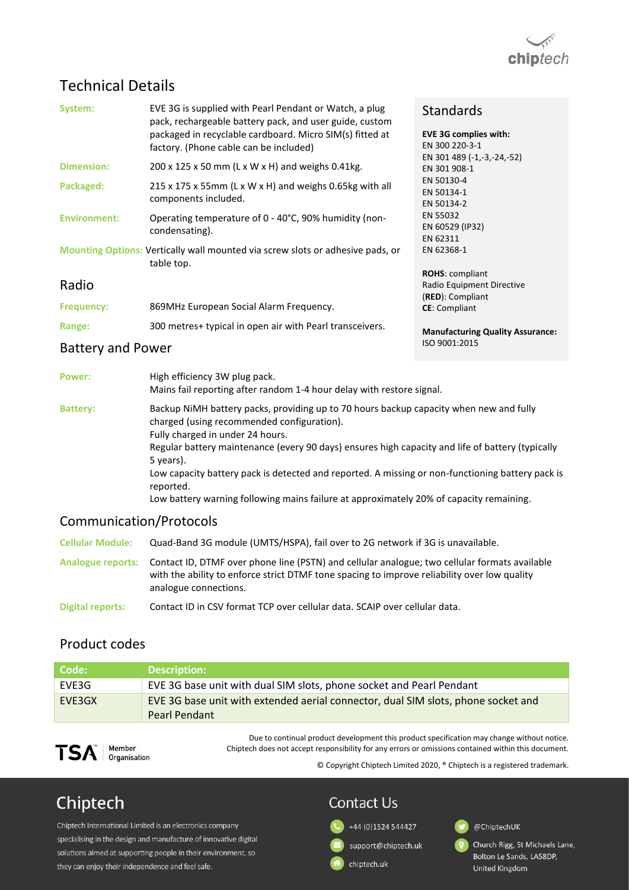## Technical Details

**System:** EVE 3G is supplied with Pearl Pendant or Watch, a plug pack, rechargeable battery pack, and user guide, custom packaged in recyclable cardboard. Micro SIM(s) fitted at factory. (Phone cable can be included)

**Dimension:** 200 x 125 x 50 mm (L x W x H) and weighs 0.41kg.

**Packaged:** 215 x 175 x 55mm (L x W x H) and weighs 0.65kg with all components included.

**Environment:** Operating temperature of 0 - 40°C, 90% humidity (non-condensating).

**Mounting Options:** Vertically wall mounted via screw slots or adhesive pads, or table top.

## Radio

**Frequency:** 869MHz European Social Alarm Frequency.

**Range:** 300 metres+ typical in open air with Pearl transceivers.

## Standards

**EVE 3G complies with:**
EN 300 220-3-1
EN 301 489 (-1,-3,-24,-52)
EN 301 908-1
EN 50130-4
EN 50134-1
EN 50134-2
EN 55032
EN 60529 (IP32)
EN 62311
EN 62368-1

**ROHS**: compliant
Radio Equipment Directive (**RED**): Compliant
**CE**: Compliant

**Manufacturing Quality Assurance:**
ISO 9001:2015

## Battery and Power

**Power:** High efficiency 3W plug pack.
Mains fail reporting after random 1-4 hour delay with restore signal.

**Battery:** Backup NiMH battery packs, providing up to 70 hours backup capacity when new and fully charged (using recommended configuration).
Fully charged in under 24 hours.
Regular battery maintenance (every 90 days) ensures high capacity and life of battery (typically 5 years).
Low capacity battery pack is detected and reported. A missing or non-functioning battery pack is reported.
Low battery warning following mains failure at approximately 20% of capacity remaining.

## Communication/Protocols

**Cellular Module:** Quad-Band 3G module (UMTS/HSPA), fail over to 2G network if 3G is unavailable.

**Analogue reports:** Contact ID, DTMF over phone line (PSTN) and cellular analogue; two cellular formats available with the ability to enforce strict DTMF tone spacing to improve reliability over low quality analogue connections.

**Digital reports:** Contact ID in CSV format TCP over cellular data. SCAIP over cellular data.

## Product codes

| Code: | Description: |
|---|---|
| EVE3G | EVE 3G base unit with dual SIM slots, phone socket and Pearl Pendant |
| EVE3GX | EVE 3G base unit with extended aerial connector, dual SIM slots, phone socket and Pearl Pendant |

TSA Member Organisation

Due to continual product development this product specification may change without notice.
Chiptech does not accept responsibility for any errors or omissions contained within this document.

© Copyright Chiptech Limited 2020, ® Chiptech is a registered trademark.

## Chiptech

Chiptech International Limited is an electronics company specialising in the design and manufacture of innovative digital solutions aimed at supporting people in their environment, so they can enjoy their independence and feel safe.

## Contact Us

+44 (0)1524 544427
support@chiptech.uk
chiptech.uk
@ChiptechUK
Church Rigg, St Michaels Lane, Bolton Le Sands, LA58DP, United Kingdom